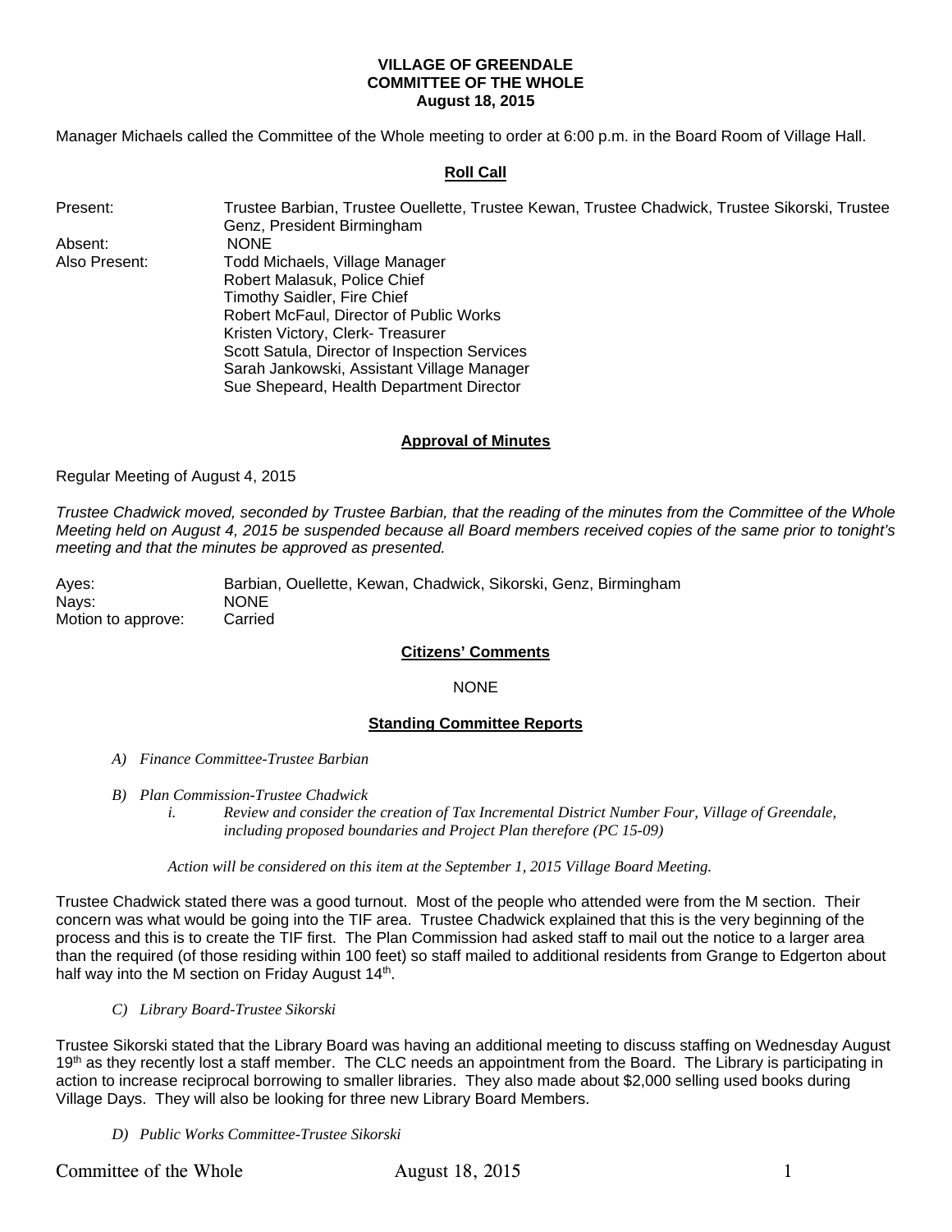**VILLAGE OF GREENDALE**
**COMMITTEE OF THE WHOLE**
**August 18, 2015**

Manager Michaels called the Committee of the Whole meeting to order at 6:00 p.m. in the Board Room of Village Hall.

**Roll Call**

| | |
|---|---|
| Present: | Trustee Barbian, Trustee Ouellette, Trustee Kewan, Trustee Chadwick, Trustee Sikorski, Trustee Genz, President Birmingham |
| Absent: | NONE |
| Also Present: | Todd Michaels, Village Manager<br>Robert Malasuk, Police Chief<br>Timothy Saidler, Fire Chief<br>Robert McFaul, Director of Public Works<br>Kristen Victory, Clerk- Treasurer<br>Scott Satula, Director of Inspection Services<br>Sarah Jankowski, Assistant Village Manager<br>Sue Shepeard, Health Department Director |

**Approval of Minutes**

Regular Meeting of August 4, 2015

*Trustee Chadwick moved, seconded by Trustee Barbian, that the reading of the minutes from the Committee of the Whole Meeting held on August 4, 2015 be suspended because all Board members received copies of the same prior to tonight's meeting and that the minutes be approved as presented.*

| | |
|---|---|
| Ayes: | Barbian, Ouellette, Kewan, Chadwick, Sikorski, Genz, Birmingham |
| Nays: | NONE |
| Motion to approve: | Carried |

**Citizens' Comments**

NONE

**Standing Committee Reports**

*A) Finance Committee-Trustee Barbian*

*B) Plan Commission-Trustee Chadwick*

*i. Review and consider the creation of Tax Incremental District Number Four, Village of Greendale, including proposed boundaries and Project Plan therefore (PC 15-09)*

*Action will be considered on this item at the September 1, 2015 Village Board Meeting.*

Trustee Chadwick stated there was a good turnout. Most of the people who attended were from the M section. Their concern was what would be going into the TIF area. Trustee Chadwick explained that this is the very beginning of the process and this is to create the TIF first. The Plan Commission had asked staff to mail out the notice to a larger area than the required (of those residing within 100 feet) so staff mailed to additional residents from Grange to Edgerton about half way into the M section on Friday August 14th.

*C) Library Board-Trustee Sikorski*

Trustee Sikorski stated that the Library Board was having an additional meeting to discuss staffing on Wednesday August 19th as they recently lost a staff member. The CLC needs an appointment from the Board. The Library is participating in action to increase reciprocal borrowing to smaller libraries. They also made about $2,000 selling used books during Village Days. They will also be looking for three new Library Board Members.

*D) Public Works Committee-Trustee Sikorski*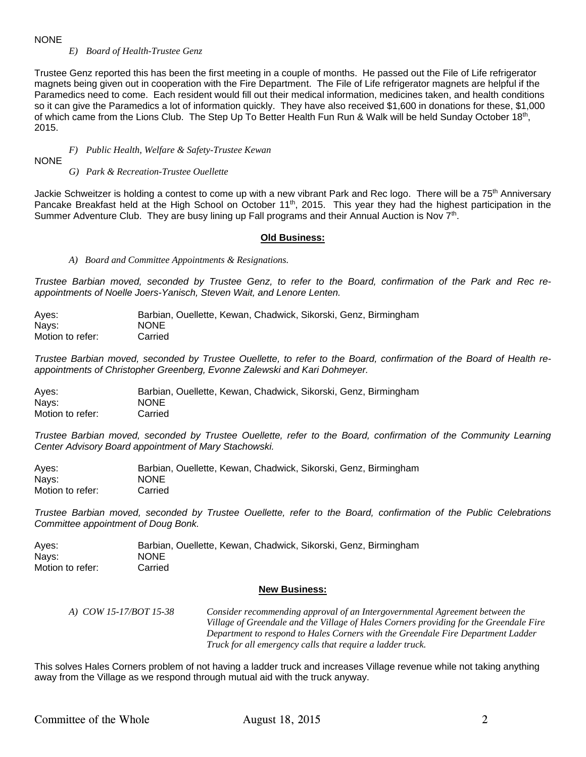NONE

*E) Board of Health-Trustee Genz*

Trustee Genz reported this has been the first meeting in a couple of months. He passed out the File of Life refrigerator magnets being given out in cooperation with the Fire Department. The File of Life refrigerator magnets are helpful if the Paramedics need to come. Each resident would fill out their medical information, medicines taken, and health conditions so it can give the Paramedics a lot of information quickly. They have also received $1,600 in donations for these, $1,000 of which came from the Lions Club. The Step Up To Better Health Fun Run & Walk will be held Sunday October 18th, 2015.

*F) Public Health, Welfare & Safety-Trustee Kewan*

NONE

*G) Park & Recreation-Trustee Ouellette*

Jackie Schweitzer is holding a contest to come up with a new vibrant Park and Rec logo. There will be a 75th Anniversary Pancake Breakfast held at the High School on October 11th, 2015. This year they had the highest participation in the Summer Adventure Club. They are busy lining up Fall programs and their Annual Auction is Nov 7th.

## Old Business:

*A) Board and Committee Appointments & Resignations.*

*Trustee Barbian moved, seconded by Trustee Genz, to refer to the Board, confirmation of the Park and Rec re-appointments of Noelle Joers-Yanisch, Steven Wait, and Lenore Lenten.*

| | |
|---|---|
| Ayes: | Barbian, Ouellette, Kewan, Chadwick, Sikorski, Genz, Birmingham |
| Nays: | NONE |
| Motion to refer: | Carried |

*Trustee Barbian moved, seconded by Trustee Ouellette, to refer to the Board, confirmation of the Board of Health re-appointments of Christopher Greenberg, Evonne Zalewski and Kari Dohmeyer.*

| | |
|---|---|
| Ayes: | Barbian, Ouellette, Kewan, Chadwick, Sikorski, Genz, Birmingham |
| Nays: | NONE |
| Motion to refer: | Carried |

*Trustee Barbian moved, seconded by Trustee Ouellette, refer to the Board, confirmation of the Community Learning Center Advisory Board appointment of Mary Stachowski.*

| | |
|---|---|
| Ayes: | Barbian, Ouellette, Kewan, Chadwick, Sikorski, Genz, Birmingham |
| Nays: | NONE |
| Motion to refer: | Carried |

*Trustee Barbian moved, seconded by Trustee Ouellette, refer to the Board, confirmation of the Public Celebrations Committee appointment of Doug Bonk.*

| | |
|---|---|
| Ayes: | Barbian, Ouellette, Kewan, Chadwick, Sikorski, Genz, Birmingham |
| Nays: | NONE |
| Motion to refer: | Carried |

## New Business:

*A) COW 15-17/BOT 15-38* — *Consider recommending approval of an Intergovernmental Agreement between the Village of Greendale and the Village of Hales Corners providing for the Greendale Fire Department to respond to Hales Corners with the Greendale Fire Department Ladder Truck for all emergency calls that require a ladder truck.*

This solves Hales Corners problem of not having a ladder truck and increases Village revenue while not taking anything away from the Village as we respond through mutual aid with the truck anyway.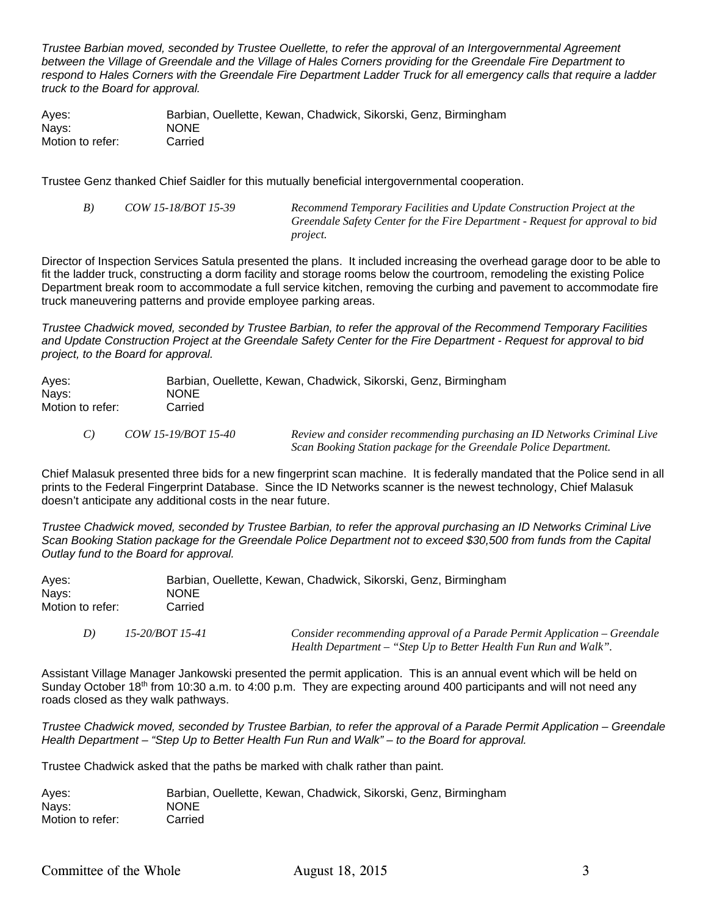*Trustee Barbian moved, seconded by Trustee Ouellette, to refer the approval of an Intergovernmental Agreement between the Village of Greendale and the Village of Hales Corners providing for the Greendale Fire Department to respond to Hales Corners with the Greendale Fire Department Ladder Truck for all emergency calls that require a ladder truck to the Board for approval.*

| | |
|---|---|
| Ayes: | Barbian, Ouellette, Kewan, Chadwick, Sikorski, Genz, Birmingham |
| Nays: | NONE |
| Motion to refer: | Carried |

Trustee Genz thanked Chief Saidler for this mutually beneficial intergovernmental cooperation.

*B) COW 15-18/BOT 15-39 Recommend Temporary Facilities and Update Construction Project at the Greendale Safety Center for the Fire Department - Request for approval to bid project.*

Director of Inspection Services Satula presented the plans. It included increasing the overhead garage door to be able to fit the ladder truck, constructing a dorm facility and storage rooms below the courtroom, remodeling the existing Police Department break room to accommodate a full service kitchen, removing the curbing and pavement to accommodate fire truck maneuvering patterns and provide employee parking areas.

*Trustee Chadwick moved, seconded by Trustee Barbian, to refer the approval of the Recommend Temporary Facilities and Update Construction Project at the Greendale Safety Center for the Fire Department - Request for approval to bid project, to the Board for approval.*

| | |
|---|---|
| Ayes: | Barbian, Ouellette, Kewan, Chadwick, Sikorski, Genz, Birmingham |
| Nays: | NONE |
| Motion to refer: | Carried |

*C) COW 15-19/BOT 15-40 Review and consider recommending purchasing an ID Networks Criminal Live Scan Booking Station package for the Greendale Police Department.*

Chief Malasuk presented three bids for a new fingerprint scan machine. It is federally mandated that the Police send in all prints to the Federal Fingerprint Database. Since the ID Networks scanner is the newest technology, Chief Malasuk doesn't anticipate any additional costs in the near future.

*Trustee Chadwick moved, seconded by Trustee Barbian, to refer the approval purchasing an ID Networks Criminal Live Scan Booking Station package for the Greendale Police Department not to exceed $30,500 from funds from the Capital Outlay fund to the Board for approval.*

| | |
|---|---|
| Ayes: | Barbian, Ouellette, Kewan, Chadwick, Sikorski, Genz, Birmingham |
| Nays: | NONE |
| Motion to refer: | Carried |

*D) 15-20/BOT 15-41 Consider recommending approval of a Parade Permit Application – Greendale Health Department – "Step Up to Better Health Fun Run and Walk".*

Assistant Village Manager Jankowski presented the permit application. This is an annual event which will be held on Sunday October 18th from 10:30 a.m. to 4:00 p.m. They are expecting around 400 participants and will not need any roads closed as they walk pathways.

*Trustee Chadwick moved, seconded by Trustee Barbian, to refer the approval of a Parade Permit Application – Greendale Health Department – "Step Up to Better Health Fun Run and Walk" – to the Board for approval.*

Trustee Chadwick asked that the paths be marked with chalk rather than paint.

| | |
|---|---|
| Ayes: | Barbian, Ouellette, Kewan, Chadwick, Sikorski, Genz, Birmingham |
| Nays: | NONE |
| Motion to refer: | Carried |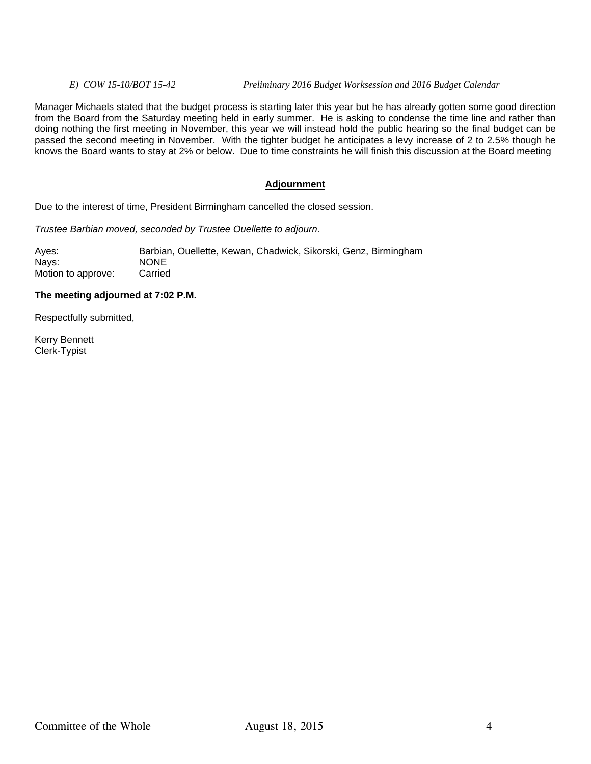*E) COW 15-10/BOT 15-42 Preliminary 2016 Budget Worksession and 2016 Budget Calendar*

Manager Michaels stated that the budget process is starting later this year but he has already gotten some good direction from the Board from the Saturday meeting held in early summer. He is asking to condense the time line and rather than doing nothing the first meeting in November, this year we will instead hold the public hearing so the final budget can be passed the second meeting in November. With the tighter budget he anticipates a levy increase of 2 to 2.5% though he knows the Board wants to stay at 2% or below. Due to time constraints he will finish this discussion at the Board meeting

## Adjournment

Due to the interest of time, President Birmingham cancelled the closed session.

*Trustee Barbian moved, seconded by Trustee Ouellette to adjourn.*

| | |
|---|---|
| Ayes: | Barbian, Ouellette, Kewan, Chadwick, Sikorski, Genz, Birmingham |
| Nays: | NONE |
| Motion to approve: | Carried |

**The meeting adjourned at 7:02 P.M.**

Respectfully submitted,

Kerry Bennett
Clerk-Typist